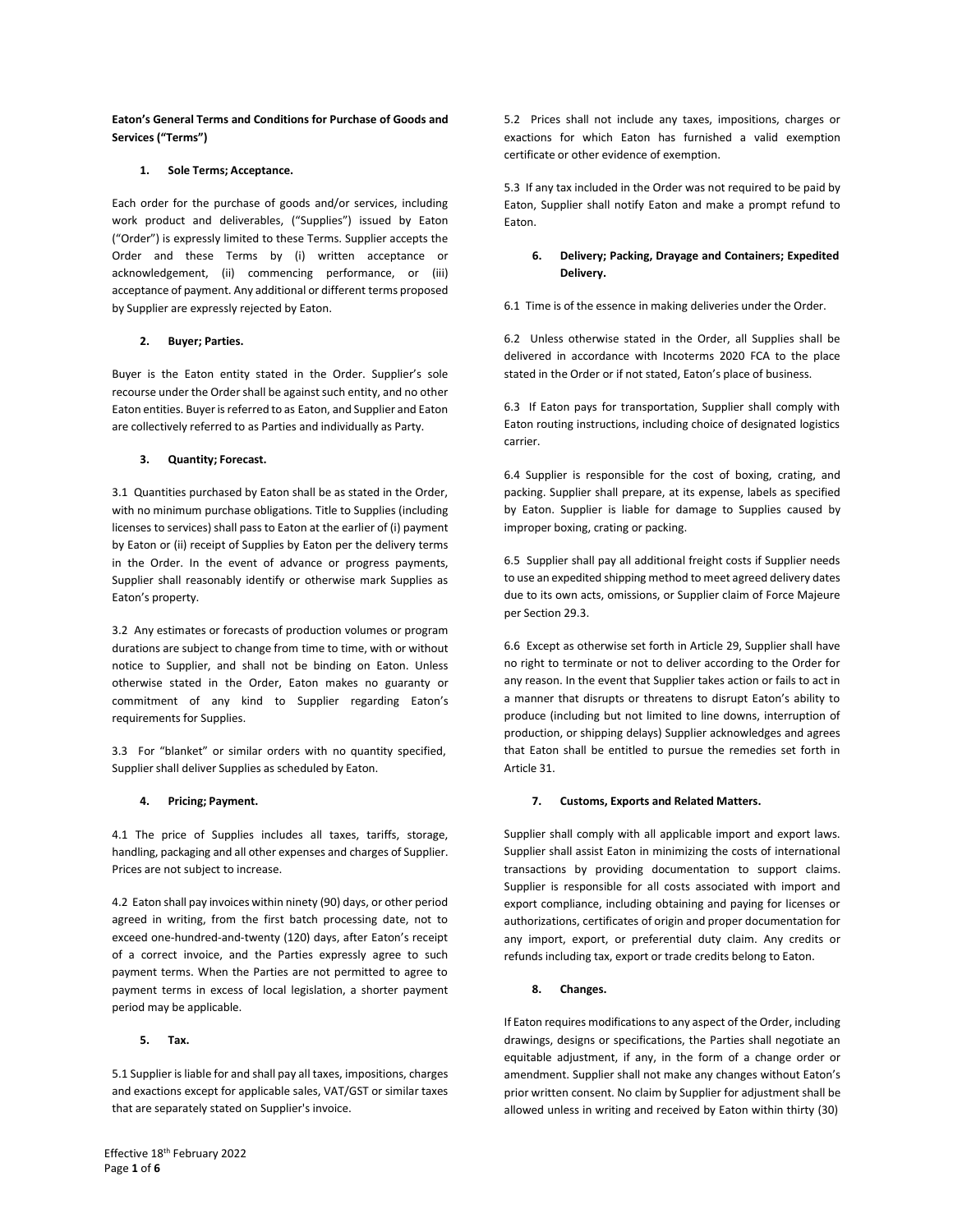**Eaton's General Terms and Conditions for Purchase of Goods and Services ("Terms")**

## 1. Sole Terms; Acceptance.

Each order for the purchase of goods and/or services, including work product and deliverables, ("Supplies") issued by Eaton ("Order") is expressly limited to these Terms. Supplier accepts the Order and these Terms by (i) written acceptance or acknowledgement, (ii) commencing performance, or (iii) acceptance of payment. Any additional or different terms proposed by Supplier are expressly rejected by Eaton.

## 2. Buyer; Parties.

Buyer is the Eaton entity stated in the Order. Supplier's sole recourse under the Order shall be against such entity, and no other Eaton entities. Buyer is referred to as Eaton, and Supplier and Eaton are collectively referred to as Parties and individually as Party.

## 3. Quantity; Forecast.

3.1 Quantities purchased by Eaton shall be as stated in the Order, with no minimum purchase obligations. Title to Supplies (including licenses to services) shall pass to Eaton at the earlier of (i) payment by Eaton or (ii) receipt of Supplies by Eaton per the delivery terms in the Order. In the event of advance or progress payments, Supplier shall reasonably identify or otherwise mark Supplies as Eaton's property.

3.2 Any estimates or forecasts of production volumes or program durations are subject to change from time to time, with or without notice to Supplier, and shall not be binding on Eaton. Unless otherwise stated in the Order, Eaton makes no guaranty or commitment of any kind to Supplier regarding Eaton's requirements for Supplies.

3.3 For "blanket" or similar orders with no quantity specified, Supplier shall deliver Supplies as scheduled by Eaton.

## 4. Pricing; Payment.

4.1 The price of Supplies includes all taxes, tariffs, storage, handling, packaging and all other expenses and charges of Supplier. Prices are not subject to increase.

4.2 Eaton shall pay invoices within ninety (90) days, or other period agreed in writing, from the first batch processing date, not to exceed one-hundred-and-twenty (120) days, after Eaton's receipt of a correct invoice, and the Parties expressly agree to such payment terms. When the Parties are not permitted to agree to payment terms in excess of local legislation, a shorter payment period may be applicable.

## 5. Tax.

5.1 Supplier is liable for and shall pay all taxes, impositions, charges and exactions except for applicable sales, VAT/GST or similar taxes that are separately stated on Supplier's invoice.

5.2 Prices shall not include any taxes, impositions, charges or exactions for which Eaton has furnished a valid exemption certificate or other evidence of exemption.

5.3 If any tax included in the Order was not required to be paid by Eaton, Supplier shall notify Eaton and make a prompt refund to Eaton.

## 6. Delivery; Packing, Drayage and Containers; Expedited Delivery.

6.1 Time is of the essence in making deliveries under the Order.

6.2 Unless otherwise stated in the Order, all Supplies shall be delivered in accordance with Incoterms 2020 FCA to the place stated in the Order or if not stated, Eaton's place of business.

6.3 If Eaton pays for transportation, Supplier shall comply with Eaton routing instructions, including choice of designated logistics carrier.

6.4 Supplier is responsible for the cost of boxing, crating, and packing. Supplier shall prepare, at its expense, labels as specified by Eaton. Supplier is liable for damage to Supplies caused by improper boxing, crating or packing.

6.5 Supplier shall pay all additional freight costs if Supplier needs to use an expedited shipping method to meet agreed delivery dates due to its own acts, omissions, or Supplier claim of Force Majeure per Section 29.3.

6.6 Except as otherwise set forth in Article 29, Supplier shall have no right to terminate or not to deliver according to the Order for any reason. In the event that Supplier takes action or fails to act in a manner that disrupts or threatens to disrupt Eaton's ability to produce (including but not limited to line downs, interruption of production, or shipping delays) Supplier acknowledges and agrees that Eaton shall be entitled to pursue the remedies set forth in Article 31.

## 7. Customs, Exports and Related Matters.

Supplier shall comply with all applicable import and export laws. Supplier shall assist Eaton in minimizing the costs of international transactions by providing documentation to support claims. Supplier is responsible for all costs associated with import and export compliance, including obtaining and paying for licenses or authorizations, certificates of origin and proper documentation for any import, export, or preferential duty claim. Any credits or refunds including tax, export or trade credits belong to Eaton.

## 8. Changes.

If Eaton requires modifications to any aspect of the Order, including drawings, designs or specifications, the Parties shall negotiate an equitable adjustment, if any, in the form of a change order or amendment. Supplier shall not make any changes without Eaton's prior written consent. No claim by Supplier for adjustment shall be allowed unless in writing and received by Eaton within thirty (30)

Effective 18th February 2022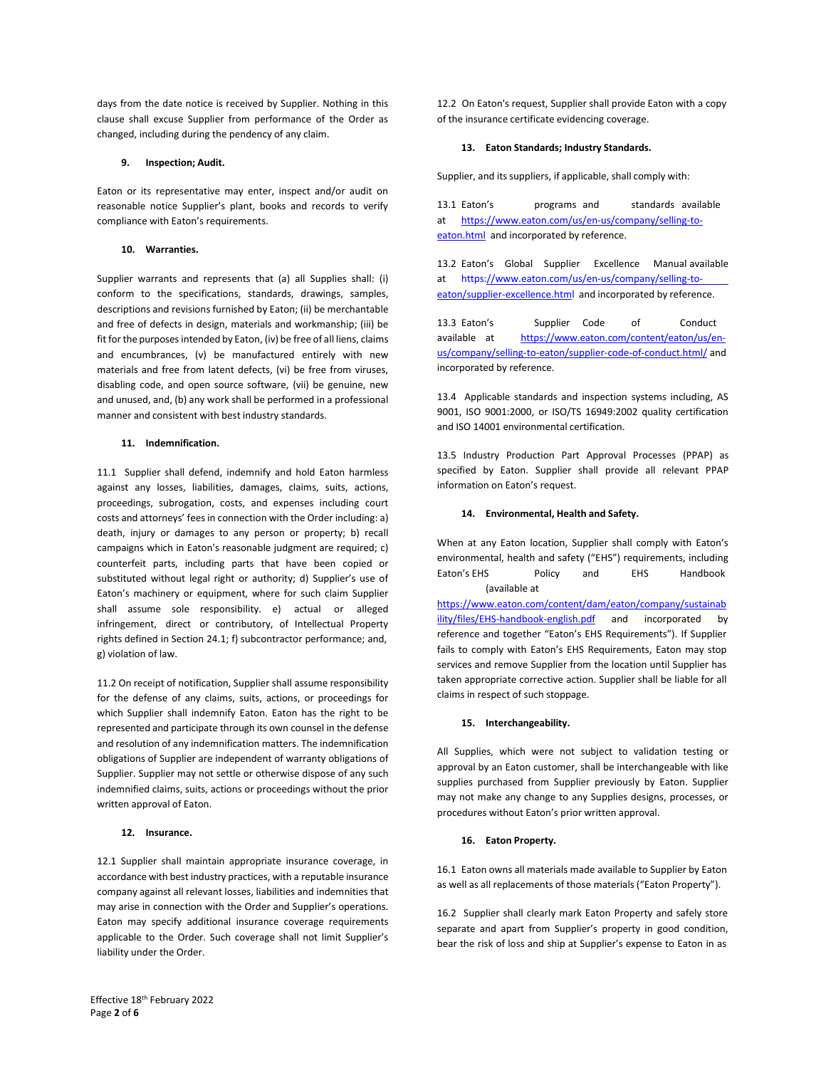days from the date notice is received by Supplier. Nothing in this clause shall excuse Supplier from performance of the Order as changed, including during the pendency of any claim.

### 9. Inspection; Audit.

Eaton or its representative may enter, inspect and/or audit on reasonable notice Supplier's plant, books and records to verify compliance with Eaton's requirements.

### 10. Warranties.

Supplier warrants and represents that (a) all Supplies shall: (i) conform to the specifications, standards, drawings, samples, descriptions and revisions furnished by Eaton; (ii) be merchantable and free of defects in design, materials and workmanship; (iii) be fit for the purposes intended by Eaton, (iv) be free of all liens, claims and encumbrances, (v) be manufactured entirely with new materials and free from latent defects, (vi) be free from viruses, disabling code, and open source software, (vii) be genuine, new and unused, and, (b) any work shall be performed in a professional manner and consistent with best industry standards.

### 11. Indemnification.

11.1 Supplier shall defend, indemnify and hold Eaton harmless against any losses, liabilities, damages, claims, suits, actions, proceedings, subrogation, costs, and expenses including court costs and attorneys' fees in connection with the Order including: a) death, injury or damages to any person or property; b) recall campaigns which in Eaton's reasonable judgment are required; c) counterfeit parts, including parts that have been copied or substituted without legal right or authority; d) Supplier's use of Eaton's machinery or equipment, where for such claim Supplier shall assume sole responsibility. e) actual or alleged infringement, direct or contributory, of Intellectual Property rights defined in Section 24.1; f) subcontractor performance; and, g) violation of law.

11.2 On receipt of notification, Supplier shall assume responsibility for the defense of any claims, suits, actions, or proceedings for which Supplier shall indemnify Eaton. Eaton has the right to be represented and participate through its own counsel in the defense and resolution of any indemnification matters. The indemnification obligations of Supplier are independent of warranty obligations of Supplier. Supplier may not settle or otherwise dispose of any such indemnified claims, suits, actions or proceedings without the prior written approval of Eaton.

### 12. Insurance.

12.1 Supplier shall maintain appropriate insurance coverage, in accordance with best industry practices, with a reputable insurance company against all relevant losses, liabilities and indemnities that may arise in connection with the Order and Supplier's operations. Eaton may specify additional insurance coverage requirements applicable to the Order. Such coverage shall not limit Supplier's liability under the Order.

12.2 On Eaton's request, Supplier shall provide Eaton with a copy of the insurance certificate evidencing coverage.

### 13. Eaton Standards; Industry Standards.

Supplier, and its suppliers, if applicable, shall comply with:

13.1 Eaton's programs and standards available at https://www.eaton.com/us/en-us/company/selling-to-eaton.html and incorporated by reference.

13.2 Eaton's Global Supplier Excellence Manual available at https://www.eaton.com/us/en-us/company/selling-to-eaton/supplier-excellence.html and incorporated by reference.

13.3 Eaton's Supplier Code of Conduct available at https://www.eaton.com/content/eaton/us/en-us/company/selling-to-eaton/supplier-code-of-conduct.html/ and incorporated by reference.

13.4 Applicable standards and inspection systems including, AS 9001, ISO 9001:2000, or ISO/TS 16949:2002 quality certification and ISO 14001 environmental certification.

13.5 Industry Production Part Approval Processes (PPAP) as specified by Eaton. Supplier shall provide all relevant PPAP information on Eaton's request.

### 14. Environmental, Health and Safety.

When at any Eaton location, Supplier shall comply with Eaton's environmental, health and safety ("EHS") requirements, including Eaton's EHS Policy and EHS Handbook (available at https://www.eaton.com/content/dam/eaton/company/sustainability/files/EHS-handbook-english.pdf and incorporated by reference and together "Eaton's EHS Requirements"). If Supplier fails to comply with Eaton's EHS Requirements, Eaton may stop services and remove Supplier from the location until Supplier has taken appropriate corrective action. Supplier shall be liable for all claims in respect of such stoppage.

### 15. Interchangeability.

All Supplies, which were not subject to validation testing or approval by an Eaton customer, shall be interchangeable with like supplies purchased from Supplier previously by Eaton. Supplier may not make any change to any Supplies designs, processes, or procedures without Eaton's prior written approval.

### 16. Eaton Property.

16.1 Eaton owns all materials made available to Supplier by Eaton as well as all replacements of those materials ("Eaton Property").

16.2 Supplier shall clearly mark Eaton Property and safely store separate and apart from Supplier's property in good condition, bear the risk of loss and ship at Supplier's expense to Eaton in as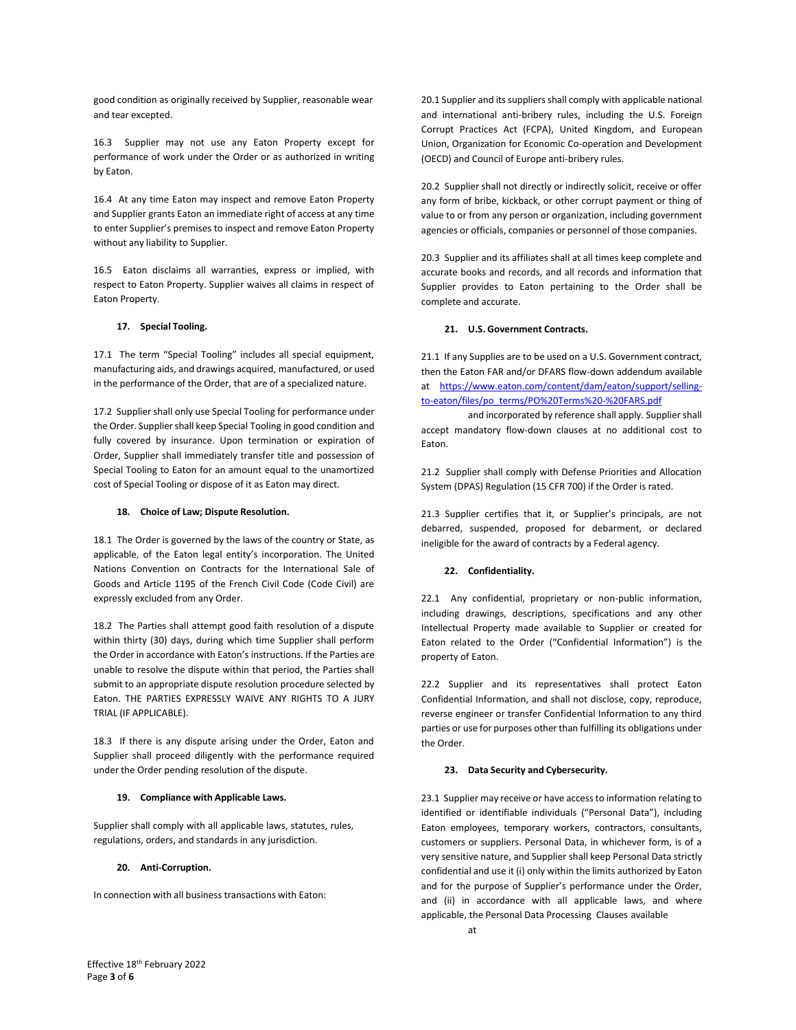good condition as originally received by Supplier, reasonable wear and tear excepted.

16.3 Supplier may not use any Eaton Property except for performance of work under the Order or as authorized in writing by Eaton.

16.4 At any time Eaton may inspect and remove Eaton Property and Supplier grants Eaton an immediate right of access at any time to enter Supplier's premises to inspect and remove Eaton Property without any liability to Supplier.

16.5 Eaton disclaims all warranties, express or implied, with respect to Eaton Property. Supplier waives all claims in respect of Eaton Property.

### 17. Special Tooling.

17.1 The term "Special Tooling" includes all special equipment, manufacturing aids, and drawings acquired, manufactured, or used in the performance of the Order, that are of a specialized nature.

17.2 Supplier shall only use Special Tooling for performance under the Order. Supplier shall keep Special Tooling in good condition and fully covered by insurance. Upon termination or expiration of Order, Supplier shall immediately transfer title and possession of Special Tooling to Eaton for an amount equal to the unamortized cost of Special Tooling or dispose of it as Eaton may direct.

### 18. Choice of Law; Dispute Resolution.

18.1 The Order is governed by the laws of the country or State, as applicable, of the Eaton legal entity's incorporation. The United Nations Convention on Contracts for the International Sale of Goods and Article 1195 of the French Civil Code (Code Civil) are expressly excluded from any Order.

18.2 The Parties shall attempt good faith resolution of a dispute within thirty (30) days, during which time Supplier shall perform the Order in accordance with Eaton's instructions. If the Parties are unable to resolve the dispute within that period, the Parties shall submit to an appropriate dispute resolution procedure selected by Eaton. THE PARTIES EXPRESSLY WAIVE ANY RIGHTS TO A JURY TRIAL (IF APPLICABLE).

18.3 If there is any dispute arising under the Order, Eaton and Supplier shall proceed diligently with the performance required under the Order pending resolution of the dispute.

### 19. Compliance with Applicable Laws.

Supplier shall comply with all applicable laws, statutes, rules, regulations, orders, and standards in any jurisdiction.

### 20. Anti-Corruption.

In connection with all business transactions with Eaton:

20.1 Supplier and its suppliers shall comply with applicable national and international anti-bribery rules, including the U.S. Foreign Corrupt Practices Act (FCPA), United Kingdom, and European Union, Organization for Economic Co-operation and Development (OECD) and Council of Europe anti-bribery rules.

20.2 Supplier shall not directly or indirectly solicit, receive or offer any form of bribe, kickback, or other corrupt payment or thing of value to or from any person or organization, including government agencies or officials, companies or personnel of those companies.

20.3 Supplier and its affiliates shall at all times keep complete and accurate books and records, and all records and information that Supplier provides to Eaton pertaining to the Order shall be complete and accurate.

### 21. U.S. Government Contracts.

21.1 If any Supplies are to be used on a U.S. Government contract, then the Eaton FAR and/or DFARS flow-down addendum available at [https://www.eaton.com/content/dam/eaton/support/selling-to-eaton/files/po_terms/PO%20Terms%20-%20FARS.pdf](https://www.eaton.com/content/dam/eaton/support/selling-to-eaton/files/po_terms/PO%20Terms%20-%20FARS.pdf) and incorporated by reference shall apply. Supplier shall accept mandatory flow-down clauses at no additional cost to Eaton.

21.2 Supplier shall comply with Defense Priorities and Allocation System (DPAS) Regulation (15 CFR 700) if the Order is rated.

21.3 Supplier certifies that it, or Supplier's principals, are not debarred, suspended, proposed for debarment, or declared ineligible for the award of contracts by a Federal agency.

### 22. Confidentiality.

22.1 Any confidential, proprietary or non-public information, including drawings, descriptions, specifications and any other Intellectual Property made available to Supplier or created for Eaton related to the Order ("Confidential Information") is the property of Eaton.

22.2 Supplier and its representatives shall protect Eaton Confidential Information, and shall not disclose, copy, reproduce, reverse engineer or transfer Confidential Information to any third parties or use for purposes other than fulfilling its obligations under the Order.

### 23. Data Security and Cybersecurity.

23.1 Supplier may receive or have access to information relating to identified or identifiable individuals ("Personal Data"), including Eaton employees, temporary workers, contractors, consultants, customers or suppliers. Personal Data, in whichever form, is of a very sensitive nature, and Supplier shall keep Personal Data strictly confidential and use it (i) only within the limits authorized by Eaton and for the purpose of Supplier's performance under the Order, and (ii) in accordance with all applicable laws, and where applicable, the Personal Data Processing Clauses available at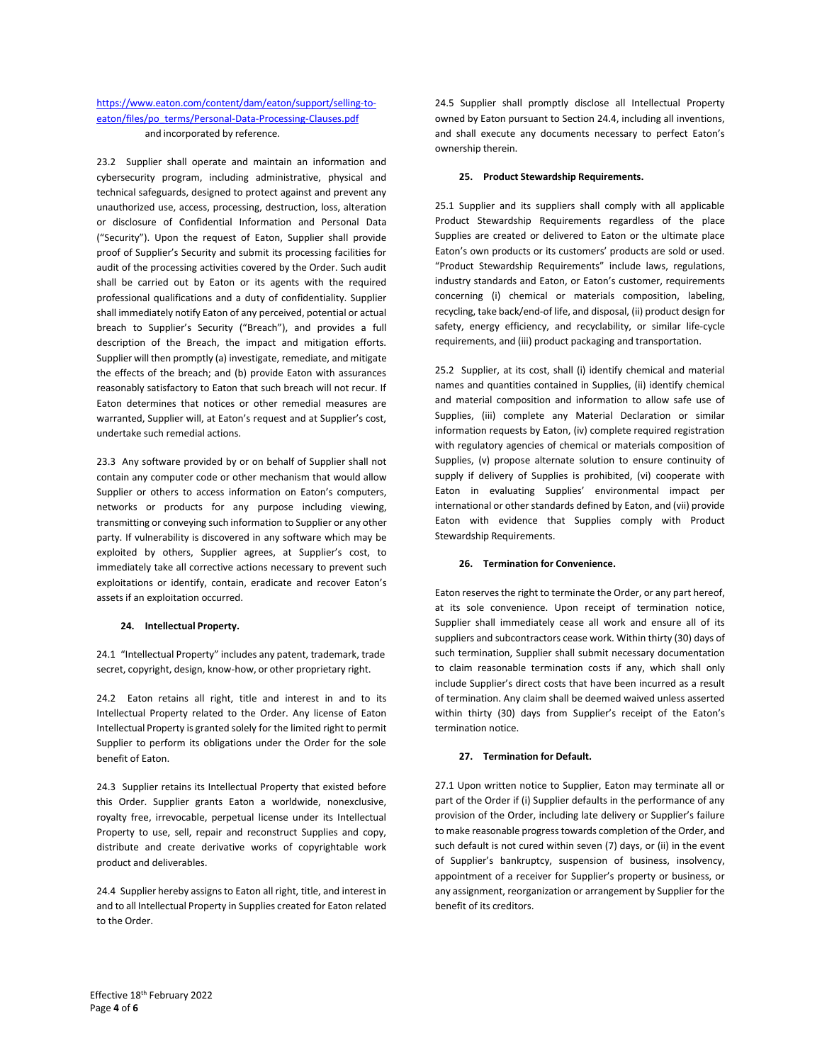https://www.eaton.com/content/dam/eaton/support/selling-to-eaton/files/po_terms/Personal-Data-Processing-Clauses.pdf and incorporated by reference.

23.2 Supplier shall operate and maintain an information and cybersecurity program, including administrative, physical and technical safeguards, designed to protect against and prevent any unauthorized use, access, processing, destruction, loss, alteration or disclosure of Confidential Information and Personal Data ("Security"). Upon the request of Eaton, Supplier shall provide proof of Supplier's Security and submit its processing facilities for audit of the processing activities covered by the Order. Such audit shall be carried out by Eaton or its agents with the required professional qualifications and a duty of confidentiality. Supplier shall immediately notify Eaton of any perceived, potential or actual breach to Supplier's Security ("Breach"), and provides a full description of the Breach, the impact and mitigation efforts. Supplier will then promptly (a) investigate, remediate, and mitigate the effects of the breach; and (b) provide Eaton with assurances reasonably satisfactory to Eaton that such breach will not recur. If Eaton determines that notices or other remedial measures are warranted, Supplier will, at Eaton's request and at Supplier's cost, undertake such remedial actions.

23.3 Any software provided by or on behalf of Supplier shall not contain any computer code or other mechanism that would allow Supplier or others to access information on Eaton's computers, networks or products for any purpose including viewing, transmitting or conveying such information to Supplier or any other party. If vulnerability is discovered in any software which may be exploited by others, Supplier agrees, at Supplier's cost, to immediately take all corrective actions necessary to prevent such exploitations or identify, contain, eradicate and recover Eaton's assets if an exploitation occurred.

**24. Intellectual Property.**

24.1 "Intellectual Property" includes any patent, trademark, trade secret, copyright, design, know-how, or other proprietary right.

24.2 Eaton retains all right, title and interest in and to its Intellectual Property related to the Order. Any license of Eaton Intellectual Property is granted solely for the limited right to permit Supplier to perform its obligations under the Order for the sole benefit of Eaton.

24.3 Supplier retains its Intellectual Property that existed before this Order. Supplier grants Eaton a worldwide, nonexclusive, royalty free, irrevocable, perpetual license under its Intellectual Property to use, sell, repair and reconstruct Supplies and copy, distribute and create derivative works of copyrightable work product and deliverables.

24.4 Supplier hereby assigns to Eaton all right, title, and interest in and to all Intellectual Property in Supplies created for Eaton related to the Order.

24.5 Supplier shall promptly disclose all Intellectual Property owned by Eaton pursuant to Section 24.4, including all inventions, and shall execute any documents necessary to perfect Eaton's ownership therein.

**25. Product Stewardship Requirements.**

25.1 Supplier and its suppliers shall comply with all applicable Product Stewardship Requirements regardless of the place Supplies are created or delivered to Eaton or the ultimate place Eaton's own products or its customers' products are sold or used. "Product Stewardship Requirements" include laws, regulations, industry standards and Eaton, or Eaton's customer, requirements concerning (i) chemical or materials composition, labeling, recycling, take back/end-of life, and disposal, (ii) product design for safety, energy efficiency, and recyclability, or similar life-cycle requirements, and (iii) product packaging and transportation.

25.2 Supplier, at its cost, shall (i) identify chemical and material names and quantities contained in Supplies, (ii) identify chemical and material composition and information to allow safe use of Supplies, (iii) complete any Material Declaration or similar information requests by Eaton, (iv) complete required registration with regulatory agencies of chemical or materials composition of Supplies, (v) propose alternate solution to ensure continuity of supply if delivery of Supplies is prohibited, (vi) cooperate with Eaton in evaluating Supplies' environmental impact per international or other standards defined by Eaton, and (vii) provide Eaton with evidence that Supplies comply with Product Stewardship Requirements.

**26. Termination for Convenience.**

Eaton reserves the right to terminate the Order, or any part hereof, at its sole convenience. Upon receipt of termination notice, Supplier shall immediately cease all work and ensure all of its suppliers and subcontractors cease work. Within thirty (30) days of such termination, Supplier shall submit necessary documentation to claim reasonable termination costs if any, which shall only include Supplier's direct costs that have been incurred as a result of termination. Any claim shall be deemed waived unless asserted within thirty (30) days from Supplier's receipt of the Eaton's termination notice.

**27. Termination for Default.**

27.1 Upon written notice to Supplier, Eaton may terminate all or part of the Order if (i) Supplier defaults in the performance of any provision of the Order, including late delivery or Supplier's failure to make reasonable progress towards completion of the Order, and such default is not cured within seven (7) days, or (ii) in the event of Supplier's bankruptcy, suspension of business, insolvency, appointment of a receiver for Supplier's property or business, or any assignment, reorganization or arrangement by Supplier for the benefit of its creditors.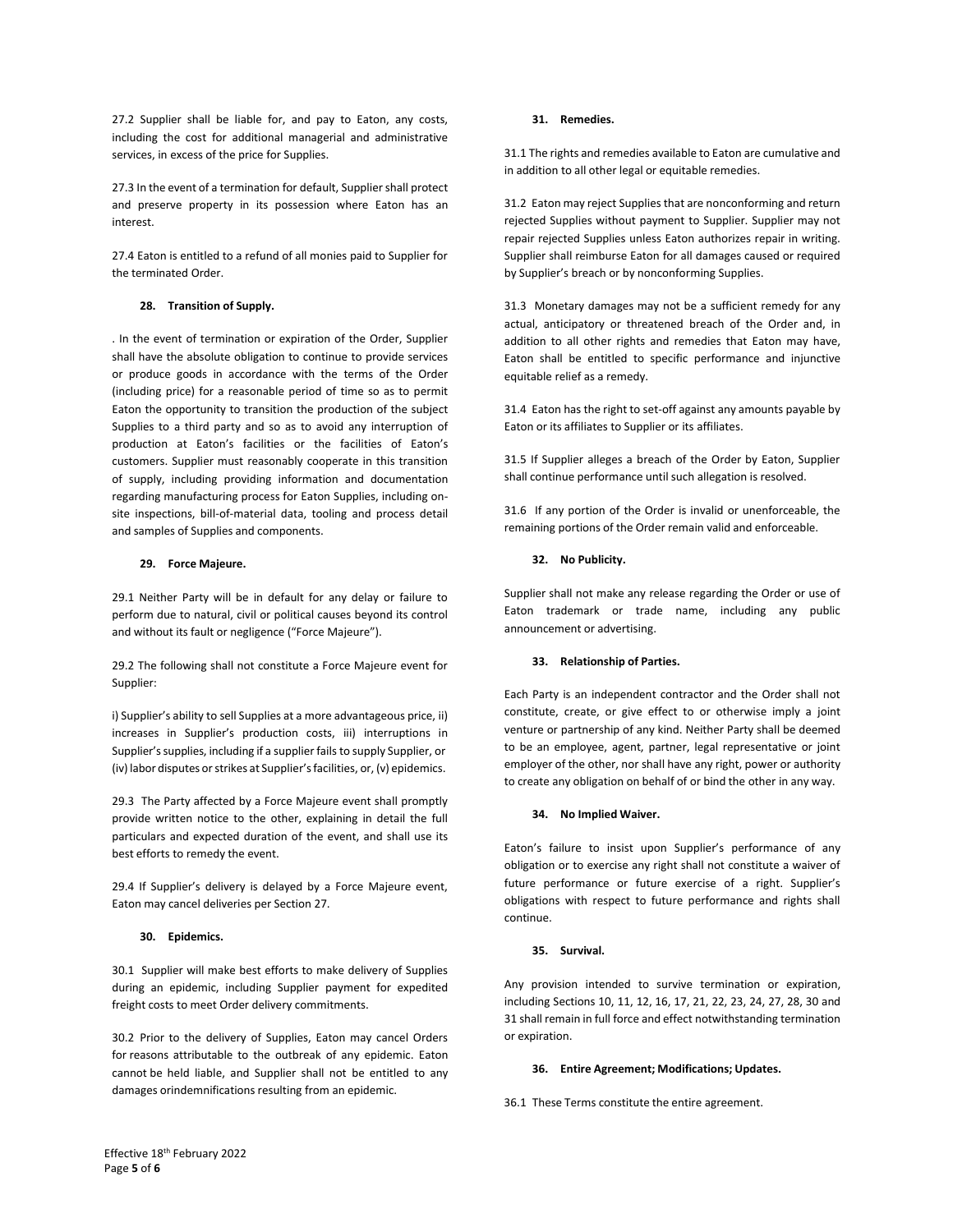27.2 Supplier shall be liable for, and pay to Eaton, any costs, including the cost for additional managerial and administrative services, in excess of the price for Supplies.

27.3 In the event of a termination for default, Supplier shall protect and preserve property in its possession where Eaton has an interest.

27.4 Eaton is entitled to a refund of all monies paid to Supplier for the terminated Order.

### 28. Transition of Supply.

. In the event of termination or expiration of the Order, Supplier shall have the absolute obligation to continue to provide services or produce goods in accordance with the terms of the Order (including price) for a reasonable period of time so as to permit Eaton the opportunity to transition the production of the subject Supplies to a third party and so as to avoid any interruption of production at Eaton's facilities or the facilities of Eaton's customers. Supplier must reasonably cooperate in this transition of supply, including providing information and documentation regarding manufacturing process for Eaton Supplies, including on-site inspections, bill-of-material data, tooling and process detail and samples of Supplies and components.

### 29. Force Majeure.

29.1 Neither Party will be in default for any delay or failure to perform due to natural, civil or political causes beyond its control and without its fault or negligence ("Force Majeure").

29.2 The following shall not constitute a Force Majeure event for Supplier:

i) Supplier's ability to sell Supplies at a more advantageous price, ii) increases in Supplier's production costs, iii) interruptions in Supplier's supplies, including if a supplier fails to supply Supplier, or (iv) labor disputes or strikes at Supplier's facilities, or, (v) epidemics.

29.3 The Party affected by a Force Majeure event shall promptly provide written notice to the other, explaining in detail the full particulars and expected duration of the event, and shall use its best efforts to remedy the event.

29.4 If Supplier's delivery is delayed by a Force Majeure event, Eaton may cancel deliveries per Section 27.

### 30. Epidemics.

30.1 Supplier will make best efforts to make delivery of Supplies during an epidemic, including Supplier payment for expedited freight costs to meet Order delivery commitments.

30.2 Prior to the delivery of Supplies, Eaton may cancel Orders for reasons attributable to the outbreak of any epidemic. Eaton cannot be held liable, and Supplier shall not be entitled to any damages orindemnifications resulting from an epidemic.

### 31. Remedies.

31.1 The rights and remedies available to Eaton are cumulative and in addition to all other legal or equitable remedies.

31.2 Eaton may reject Supplies that are nonconforming and return rejected Supplies without payment to Supplier. Supplier may not repair rejected Supplies unless Eaton authorizes repair in writing. Supplier shall reimburse Eaton for all damages caused or required by Supplier's breach or by nonconforming Supplies.

31.3 Monetary damages may not be a sufficient remedy for any actual, anticipatory or threatened breach of the Order and, in addition to all other rights and remedies that Eaton may have, Eaton shall be entitled to specific performance and injunctive equitable relief as a remedy.

31.4 Eaton has the right to set-off against any amounts payable by Eaton or its affiliates to Supplier or its affiliates.

31.5 If Supplier alleges a breach of the Order by Eaton, Supplier shall continue performance until such allegation is resolved.

31.6 If any portion of the Order is invalid or unenforceable, the remaining portions of the Order remain valid and enforceable.

### 32. No Publicity.

Supplier shall not make any release regarding the Order or use of Eaton trademark or trade name, including any public announcement or advertising.

### 33. Relationship of Parties.

Each Party is an independent contractor and the Order shall not constitute, create, or give effect to or otherwise imply a joint venture or partnership of any kind. Neither Party shall be deemed to be an employee, agent, partner, legal representative or joint employer of the other, nor shall have any right, power or authority to create any obligation on behalf of or bind the other in any way.

### 34. No Implied Waiver.

Eaton's failure to insist upon Supplier's performance of any obligation or to exercise any right shall not constitute a waiver of future performance or future exercise of a right. Supplier's obligations with respect to future performance and rights shall continue.

### 35. Survival.

Any provision intended to survive termination or expiration, including Sections 10, 11, 12, 16, 17, 21, 22, 23, 24, 27, 28, 30 and 31 shall remain in full force and effect notwithstanding termination or expiration.

### 36. Entire Agreement; Modifications; Updates.

36.1 These Terms constitute the entire agreement.

Effective 18th February 2022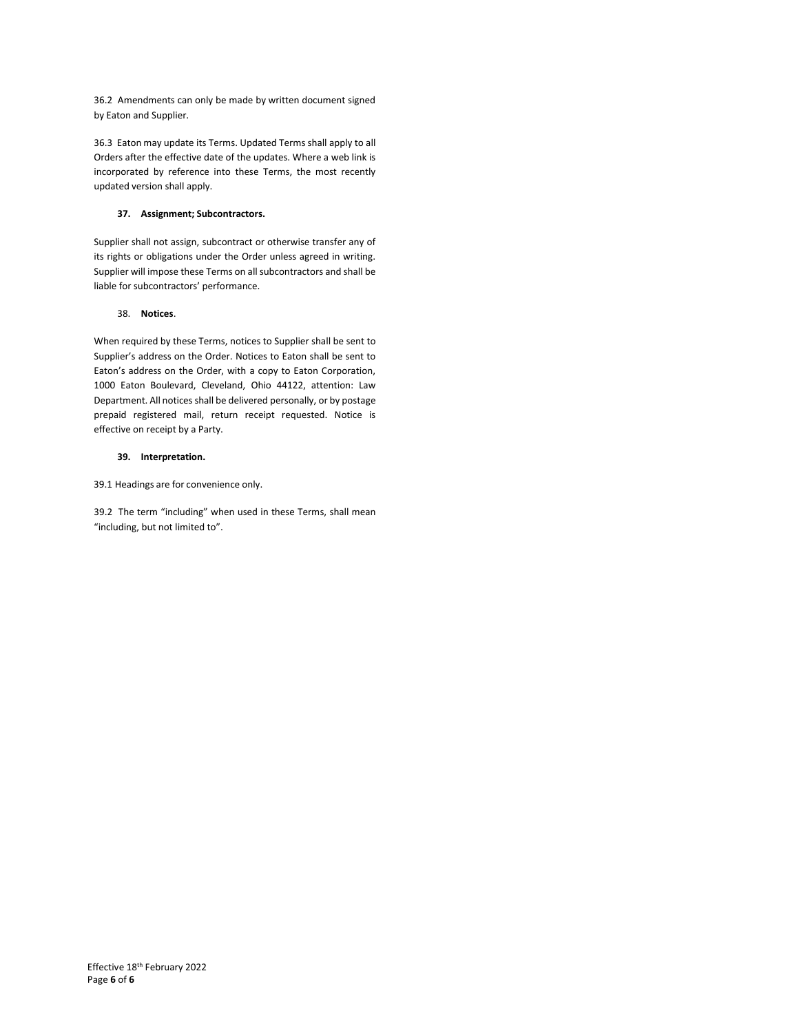36.2 Amendments can only be made by written document signed by Eaton and Supplier.

36.3 Eaton may update its Terms. Updated Terms shall apply to all Orders after the effective date of the updates. Where a web link is incorporated by reference into these Terms, the most recently updated version shall apply.

**37. Assignment; Subcontractors.**

Supplier shall not assign, subcontract or otherwise transfer any of its rights or obligations under the Order unless agreed in writing. Supplier will impose these Terms on all subcontractors and shall be liable for subcontractors' performance.

38. **Notices**.

When required by these Terms, notices to Supplier shall be sent to Supplier's address on the Order. Notices to Eaton shall be sent to Eaton's address on the Order, with a copy to Eaton Corporation, 1000 Eaton Boulevard, Cleveland, Ohio 44122, attention: Law Department. All notices shall be delivered personally, or by postage prepaid registered mail, return receipt requested. Notice is effective on receipt by a Party.

**39. Interpretation.**

39.1 Headings are for convenience only.

39.2 The term "including" when used in these Terms, shall mean "including, but not limited to".

Effective 18th February 2022